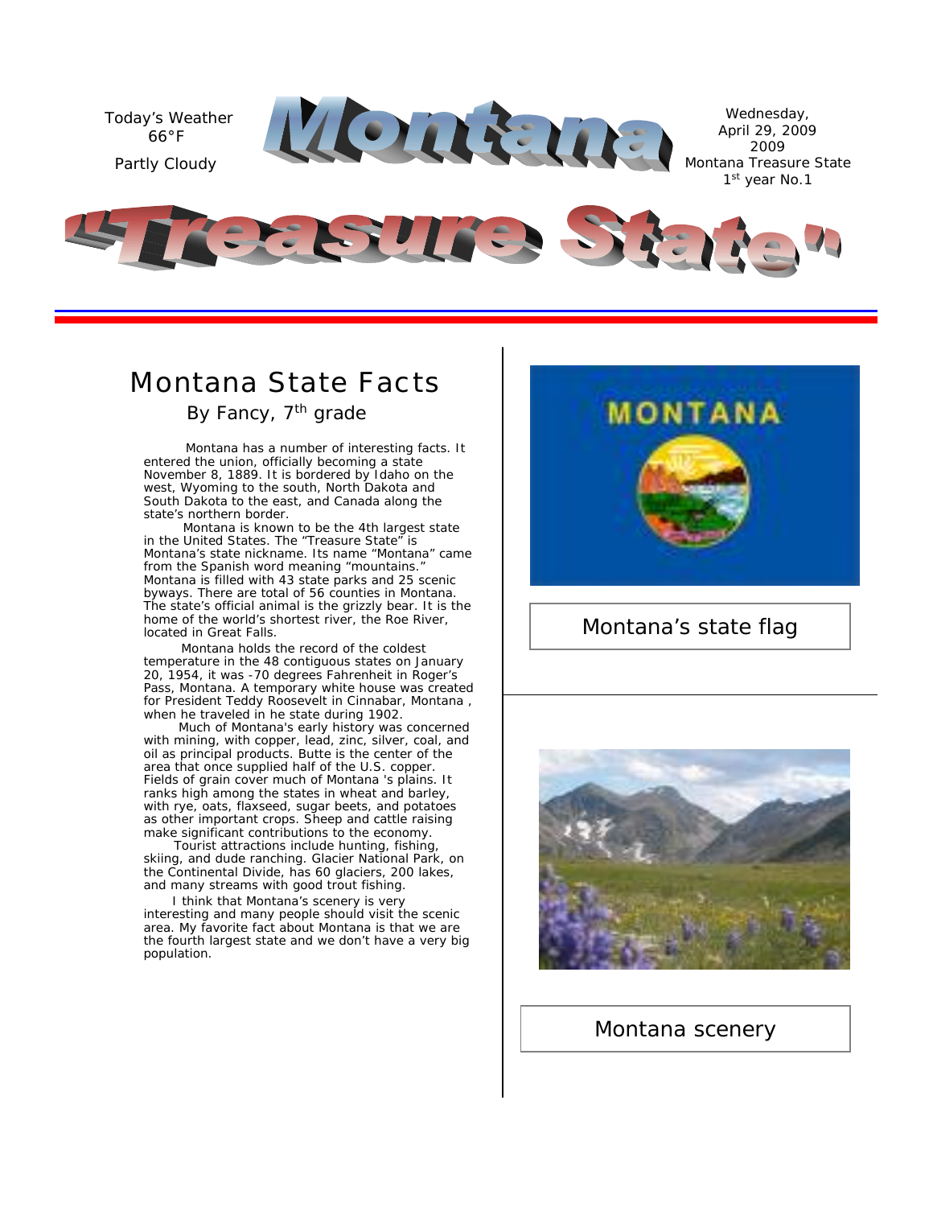Today's Weather
66°F

Partly Cloudy

# Montana

Wednesday, April 29, 2009
Montana Treasure State
1st year No.1

# "Treasure State"

## Montana State Facts

By Fancy, 7th grade

Montana has a number of interesting facts. It entered the union, officially becoming a state November 8, 1889. It is bordered by Idaho on the west, Wyoming to the south, North Dakota and South Dakota to the east, and Canada along the state's northern border.

Montana is known to be the 4th largest state in the United States. The "Treasure State" is Montana's state nickname. Its name "Montana" came from the Spanish word meaning "mountains." Montana is filled with 43 state parks and 25 scenic byways. There are total of 56 counties in Montana. The state's official animal is the grizzly bear. It is the home of the world's shortest river, the Roe River, located in Great Falls.

Montana holds the record of the coldest temperature in the 48 contiguous states on January 20, 1954, it was -70 degrees Fahrenheit in Roger's Pass, Montana. A temporary white house was created for President Teddy Roosevelt in Cinnabar, Montana , when he traveled in he state during 1902.

Much of Montana's early history was concerned with mining, with copper, lead, zinc, silver, coal, and oil as principal products. Butte is the center of the area that once supplied half of the U.S. copper. Fields of grain cover much of Montana 's plains. It ranks high among the states in wheat and barley, with rye, oats, flaxseed, sugar beets, and potatoes as other important crops. Sheep and cattle raising make significant contributions to the economy.

Tourist attractions include hunting, fishing, skiing, and dude ranching. Glacier National Park, on the Continental Divide, has 60 glaciers, 200 lakes, and many streams with good trout fishing.

I think that Montana's scenery is very interesting and many people should visit the scenic area. My favorite fact about Montana is that we are the fourth largest state and we don't have a very big population.

Montana's state flag

Montana scenery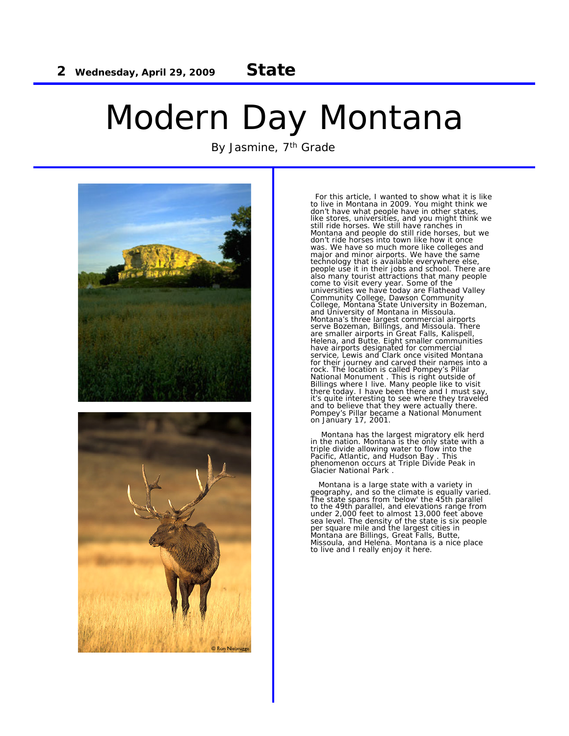# Modern Day Montana

By Jasmine, 7th Grade

For this article, I wanted to show what it is like to live in Montana in 2009. You might think we don't have what people have in other states, like stores, universities, and you might think we still ride horses. We still have ranches in Montana and people do still ride horses, but we don't ride horses into town like how it once was. We have so much more like colleges and major and minor airports. We have the same technology that is available everywhere else, people use it in their jobs and school. There are also many tourist attractions that many people come to visit every year. Some of the universities we have today are Flathead Valley Community College, Dawson Community College, Montana State University in Bozeman, and University of Montana in Missoula. Montana's three largest commercial airports serve Bozeman, Billings, and Missoula. There are smaller airports in Great Falls, Kalispell, Helena, and Butte. Eight smaller communities have airports designated for commercial service, Lewis and Clark once visited Montana for their journey and carved their names into a rock. The location is called Pompey's Pillar National Monument . This is right outside of Billings where I live. Many people like to visit there today. I have been there and I must say, it's quite interesting to see where they traveled and to believe that they were actually there. Pompey's Pillar became a National Monument on January 17, 2001.

Montana has the largest migratory elk herd in the nation. Montana is the only state with a triple divide allowing water to flow into the Pacific, Atlantic, and Hudson Bay . This phenomenon occurs at Triple Divide Peak in Glacier National Park .

Montana is a large state with a variety in geography, and so the climate is equally varied. The state spans from 'below' the 45th parallel to the 49th parallel, and elevations range from under 2,000 feet to almost 13,000 feet above sea level. The density of the state is six people per square mile and the largest cities in Montana are Billings, Great Falls, Butte, Missoula, and Helena. Montana is a nice place to live and I really enjoy it here.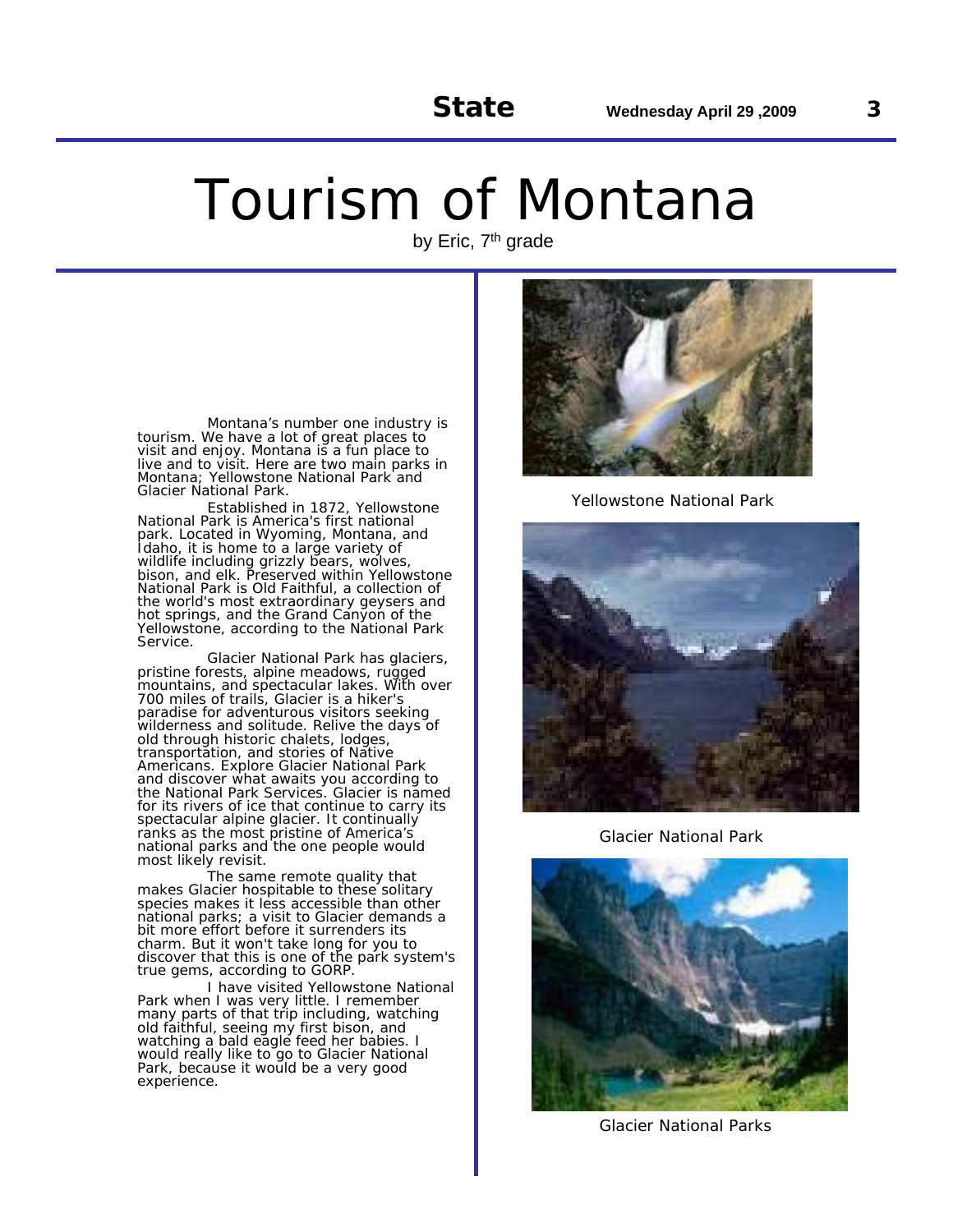# Tourism of Montana

by Eric, 7th grade

Montana's number one industry is tourism. We have a lot of great places to visit and enjoy. Montana is a fun place to live and to visit. Here are two main parks in Montana; Yellowstone National Park and Glacier National Park.

Established in 1872, Yellowstone National Park is America's first national park. Located in Wyoming, Montana, and Idaho, it is home to a large variety of wildlife including grizzly bears, wolves, bison, and elk. Preserved within Yellowstone National Park is Old Faithful, a collection of the world's most extraordinary geysers and hot springs, and the Grand Canyon of the Yellowstone, according to the National Park Service.

Glacier National Park has glaciers, pristine forests, alpine meadows, rugged mountains, and spectacular lakes. With over 700 miles of trails, Glacier is a hiker's paradise for adventurous visitors seeking wilderness and solitude. Relive the days of old through historic chalets, lodges, transportation, and stories of Native Americans. Explore Glacier National Park and discover what awaits you according to the National Park Services. Glacier is named for its rivers of ice that continue to carry its spectacular alpine glacier. It continually ranks as the most pristine of America's national parks and the one people would most likely revisit.

The same remote quality that makes Glacier hospitable to these solitary species makes it less accessible than other national parks; a visit to Glacier demands a bit more effort before it surrenders its charm. But it won't take long for you to discover that this is one of the park system's true gems, according to GORP.

I have visited Yellowstone National Park when I was very little. I remember many parts of that trip including, watching old faithful, seeing my first bison, and watching a bald eagle feed her babies. I would really like to go to Glacier National Park, because it would be a very good experience.

Yellowstone National Park

Glacier National Park

Glacier National Parks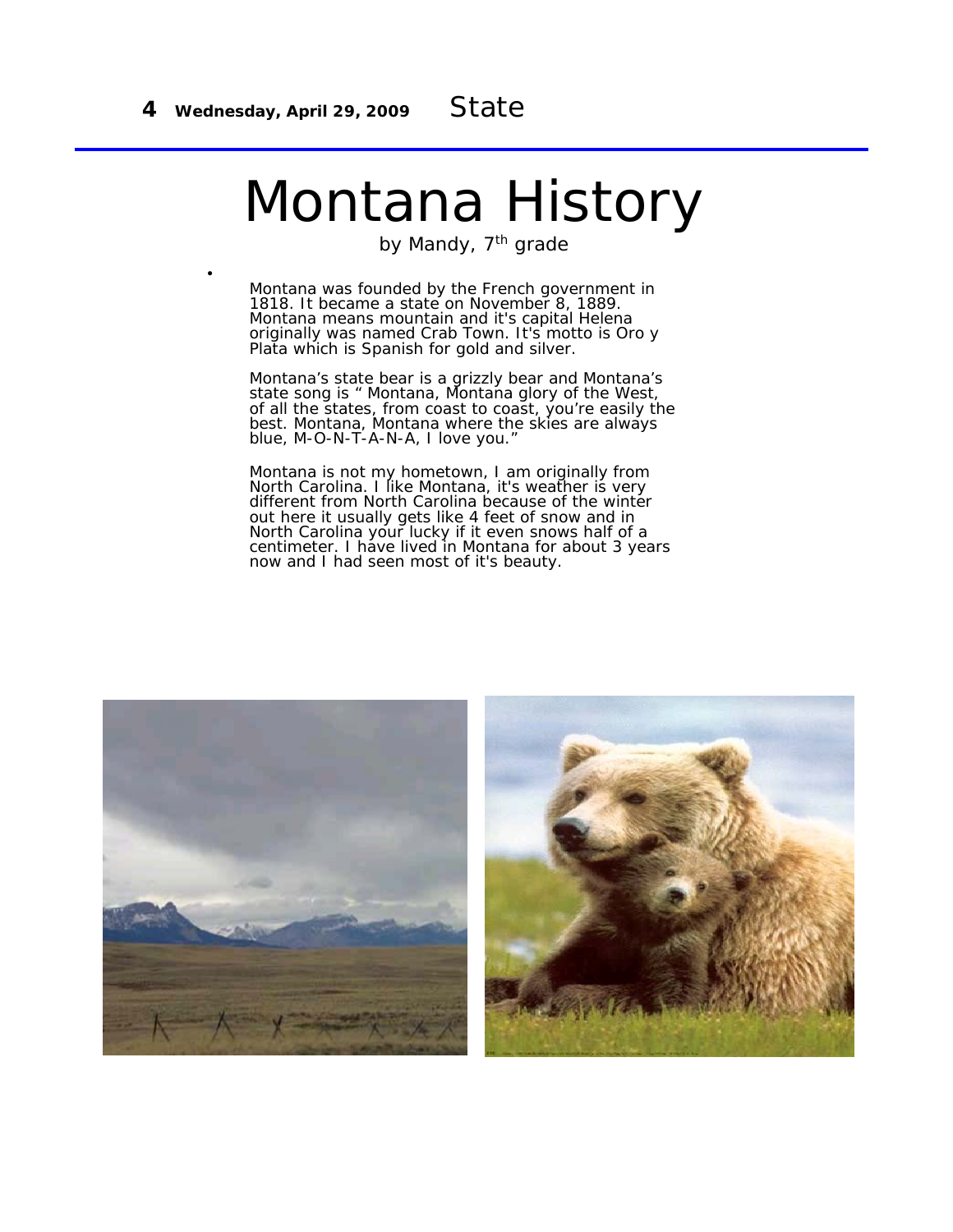# Montana History

by Mandy, 7th grade

Montana was founded by the French government in 1818. It became a state on November 8, 1889. Montana means mountain and it's capital Helena originally was named Crab Town. It's motto is Oro y Plata which is Spanish for gold and silver.

Montana's state bear is a grizzly bear and Montana's state song is " Montana, Montana glory of the West, of all the states, from coast to coast, you're easily the best. Montana, Montana where the skies are always blue, M-O-N-T-A-N-A, I love you."

Montana is not my hometown, I am originally from North Carolina. I like Montana, it's weather is very different from North Carolina because of the winter out here it usually gets like 4 feet of snow and in North Carolina your lucky if it even snows half of a centimeter. I have lived in Montana for about 3 years now and I had seen most of it's beauty.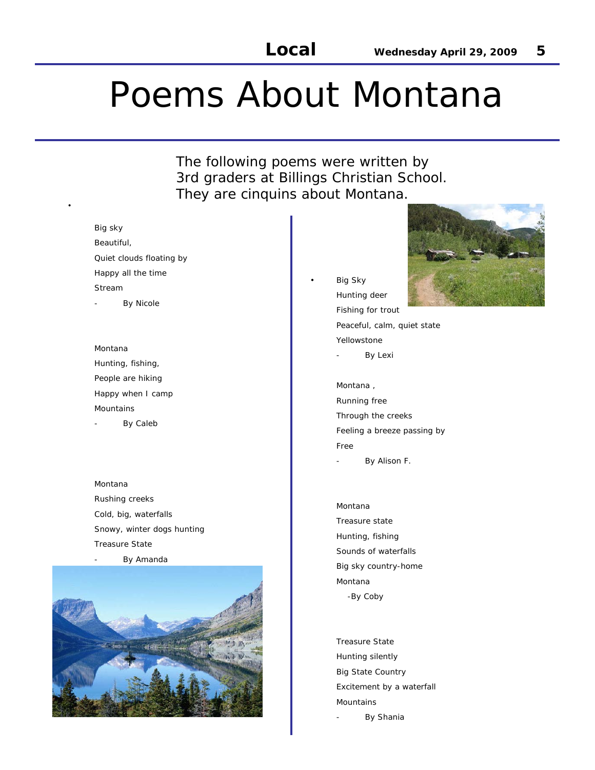# Poems About Montana

The following poems were written by 3rd graders at Billings Christian School. They are cinquins about Montana.

Big sky
Beautiful,
Quiet clouds floating by
Happy all the time
Stream
- By Nicole

Montana
Hunting, fishing,
People are hiking
Happy when I camp
Mountains
- By Caleb

Montana
Rushing creeks
Cold, big, waterfalls
Snowy, winter dogs hunting
Treasure State
- By Amanda

Big Sky
Hunting deer
Fishing for trout
Peaceful, calm, quiet state
Yellowstone
- By Lexi

Montana ,
Running free
Through the creeks
Feeling a breeze passing by
Free
- By Alison F.

Montana
Treasure state
Hunting, fishing
Sounds of waterfalls
Big sky country-home
Montana
-By Coby

Treasure State
Hunting silently
Big State Country
Excitement by a waterfall
Mountains
- By Shania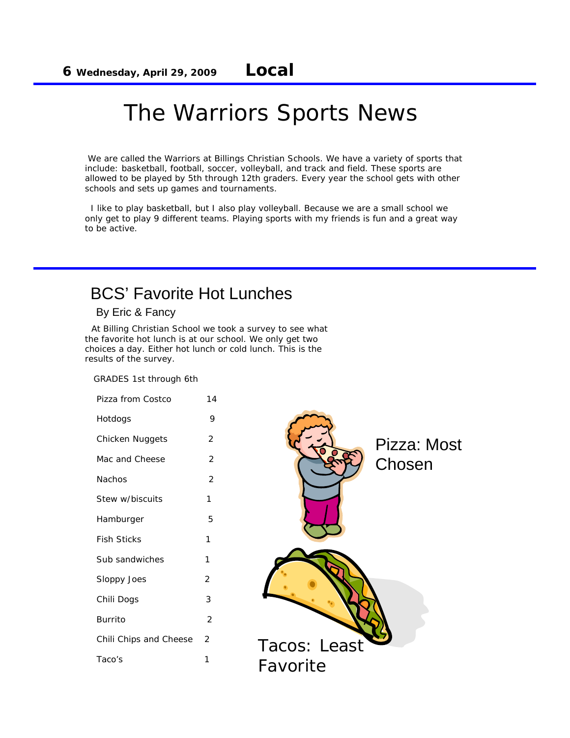# The Warriors Sports News

We are called the Warriors at Billings Christian Schools. We have a variety of sports that include: basketball, football, soccer, volleyball, and track and field. These sports are allowed to be played by 5th through 12th graders. Every year the school gets with other schools and sets up games and tournaments.

I like to play basketball, but I also play volleyball. Because we are a small school we only get to play 9 different teams. Playing sports with my friends is fun and a great way to be active.

## BCS' Favorite Hot Lunches

By Eric & Fancy

At Billing Christian School we took a survey to see what the favorite hot lunch is at our school. We only get two choices a day. Either hot lunch or cold lunch. This is the results of the survey.

GRADES 1st through 6th

| | |
|---|---|
| Pizza from Costco | 14 |
| Hotdogs | 9 |
| Chicken Nuggets | 2 |
| Mac and Cheese | 2 |
| Nachos | 2 |
| Stew w/biscuits | 1 |
| Hamburger | 5 |
| Fish Sticks | 1 |
| Sub sandwiches | 1 |
| Sloppy Joes | 2 |
| Chili Dogs | 3 |
| Burrito | 2 |
| Chili Chips and Cheese | 2 |
| Taco's | 1 |

Pizza: Most Chosen

Tacos: Least Favorite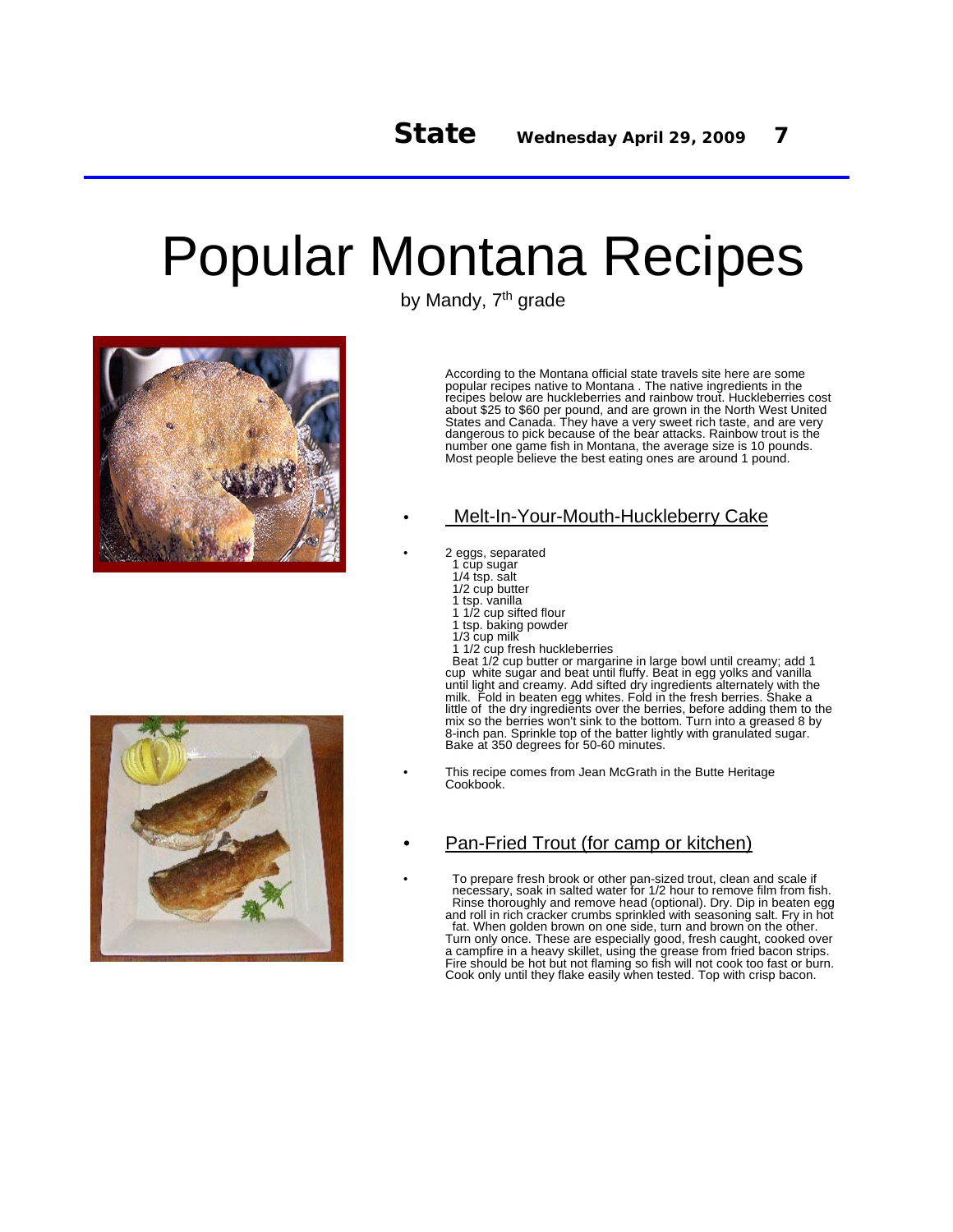# Popular Montana Recipes

by Mandy, 7th grade

According to the Montana official state travels site here are some popular recipes native to Montana . The native ingredients in the recipes below are huckleberries and rainbow trout. Huckleberries cost about $25 to $60 per pound, and are grown in the North West United States and Canada. They have a very sweet rich taste, and are very dangerous to pick because of the bear attacks. Rainbow trout is the number one game fish in Montana, the average size is 10 pounds. Most people believe the best eating ones are around 1 pound.

## Melt-In-Your-Mouth-Huckleberry Cake

- 2 eggs, separated
  1 cup sugar
  1/4 tsp. salt
  1/2 cup butter
  1 tsp. vanilla
  1 1/2 cup sifted flour
  1 tsp. baking powder
  1/3 cup milk
  1 1/2 cup fresh huckleberries

  Beat 1/2 cup butter or margarine in large bowl until creamy; add 1 cup white sugar and beat until fluffy. Beat in egg yolks and vanilla until light and creamy. Add sifted dry ingredients alternately with the milk. Fold in beaten egg whites. Fold in the fresh berries. Shake a little of the dry ingredients over the berries, before adding them to the mix so the berries won't sink to the bottom. Turn into a greased 8 by 8-inch pan. Sprinkle top of the batter lightly with granulated sugar. Bake at 350 degrees for 50-60 minutes.

- This recipe comes from Jean McGrath in the Butte Heritage Cookbook.

## Pan-Fried Trout (for camp or kitchen)

- To prepare fresh brook or other pan-sized trout, clean and scale if necessary, soak in salted water for 1/2 hour to remove film from fish. Rinse thoroughly and remove head (optional). Dry. Dip in beaten egg and roll in rich cracker crumbs sprinkled with seasoning salt. Fry in hot fat. When golden brown on one side, turn and brown on the other. Turn only once. These are especially good, fresh caught, cooked over a campfire in a heavy skillet, using the grease from fried bacon strips. Fire should be hot but not flaming so fish will not cook too fast or burn. Cook only until they flake easily when tested. Top with crisp bacon.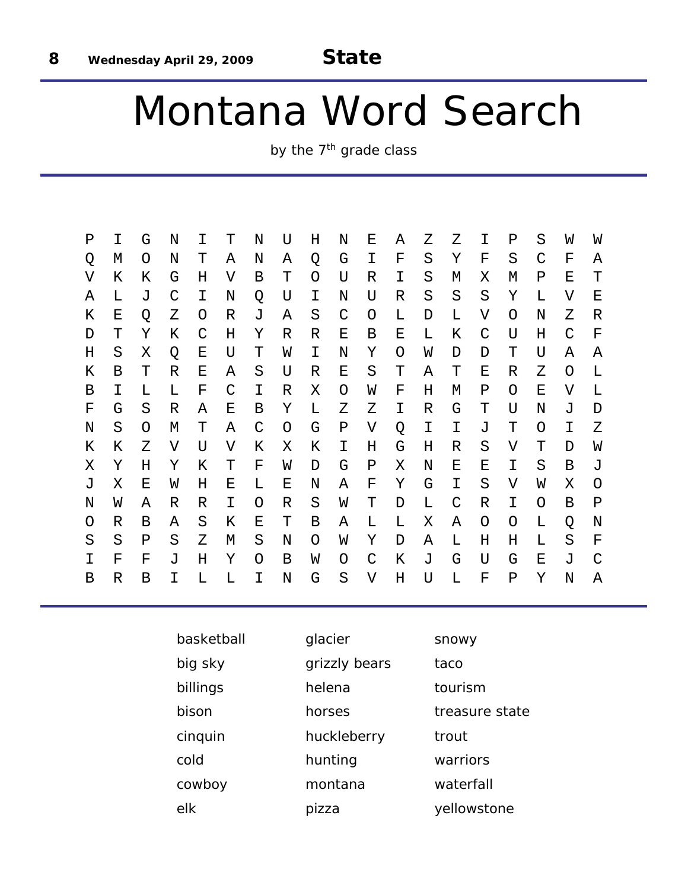# Montana Word Search

by the 7th grade class

```
P I G N I T N U H N E A Z Z I P S W W
Q M O N T A N A Q G I F S Y F S C F A
V K K G H V B T O U R I S M X M P E T
A L J C I N Q U I N U R S S S Y L V E
K E Q Z O R J A S C O L D L V O N Z R
D T Y K C H Y R R E B E L K C U H C F
H S X Q E U T W I N Y O W D D T U A A
K B T R E A S U R E S T A T E R Z O L
B I L L F C I R X O W F H M P O E V L
F G S R A E B Y L Z Z I R G T U N J D
N S O M T A C O G P V Q I I J T O I Z
K K Z V U V K X K I H G H R S V T D W
X Y H Y K T F W D G P X N E E I S B J
J X E W H E L E N A F Y G I S V W X O
N W A R R I O R S W T D L C R I O B P
O R B A S K E T B A L L X A O O L Q N
S S P S Z M S N O W Y D A L H H L S F
I F F J H Y O B W O C K J G U G E J C
B R B I L L I N G S V H U L F P Y N A
```

| | | |
|---|---|---|
| basketball | glacier | snowy |
| big sky | grizzly bears | taco |
| billings | helena | tourism |
| bison | horses | treasure state |
| cinquin | huckleberry | trout |
| cold | hunting | warriors |
| cowboy | montana | waterfall |
| elk | pizza | yellowstone |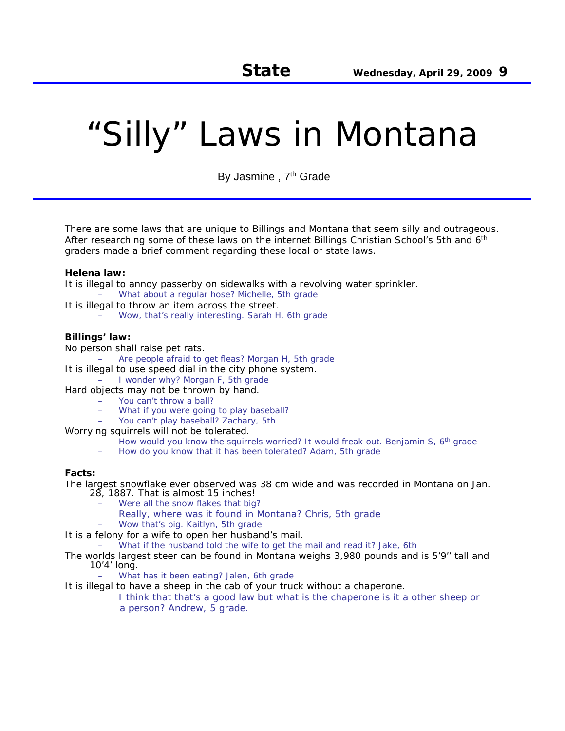# "Silly" Laws in Montana

By Jasmine , 7th Grade

There are some laws that are unique to Billings and Montana that seem silly and outrageous. After researching some of these laws on the internet Billings Christian School's 5th and 6th graders made a brief comment regarding these local or state laws.

**Helena law:**

It is illegal to annoy passerby on sidewalks with a revolving water sprinkler.

- What about a regular hose? Michelle, 5th grade

It is illegal to throw an item across the street.

- Wow, that's really interesting. Sarah H, 6th grade

**Billings' law:**

No person shall raise pet rats.

- Are people afraid to get fleas? Morgan H, 5th grade

It is illegal to use speed dial in the city phone system.

- I wonder why? Morgan F, 5th grade

Hard objects may not be thrown by hand.

- You can't throw a ball?
- What if you were going to play baseball?
- You can't play baseball? Zachary, 5th

Worrying squirrels will not be tolerated.

- How would you know the squirrels worried? It would freak out. Benjamin S, 6th grade
- How do you know that it has been tolerated? Adam, 5th grade

**Facts:**

The largest snowflake ever observed was 38 cm wide and was recorded in Montana on Jan. 28, 1887. That is almost 15 inches!

- Were all the snow flakes that big?
  Really, where was it found in Montana? Chris, 5th grade
- Wow that's big. Kaitlyn, 5th grade

It is a felony for a wife to open her husband's mail.

- What if the husband told the wife to get the mail and read it? Jake, 6th

The worlds largest steer can be found in Montana weighs 3,980 pounds and is 5'9'' tall and 10'4' long.

- What has it been eating? Jalen, 6th grade

It is illegal to have a sheep in the cab of your truck without a chaperone.

I think that that's a good law but what is the chaperone is it a other sheep or a person? Andrew, 5 grade.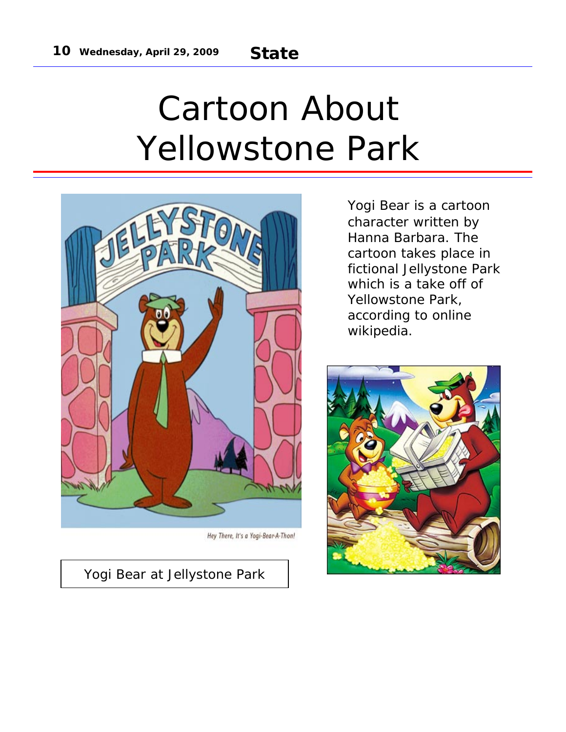# Cartoon About Yellowstone Park

Yogi Bear is a cartoon character written by Hanna Barbara. The cartoon takes place in fictional Jellystone Park which is a take off of Yellowstone Park, according to online wikipedia.

Yogi Bear at Jellystone Park